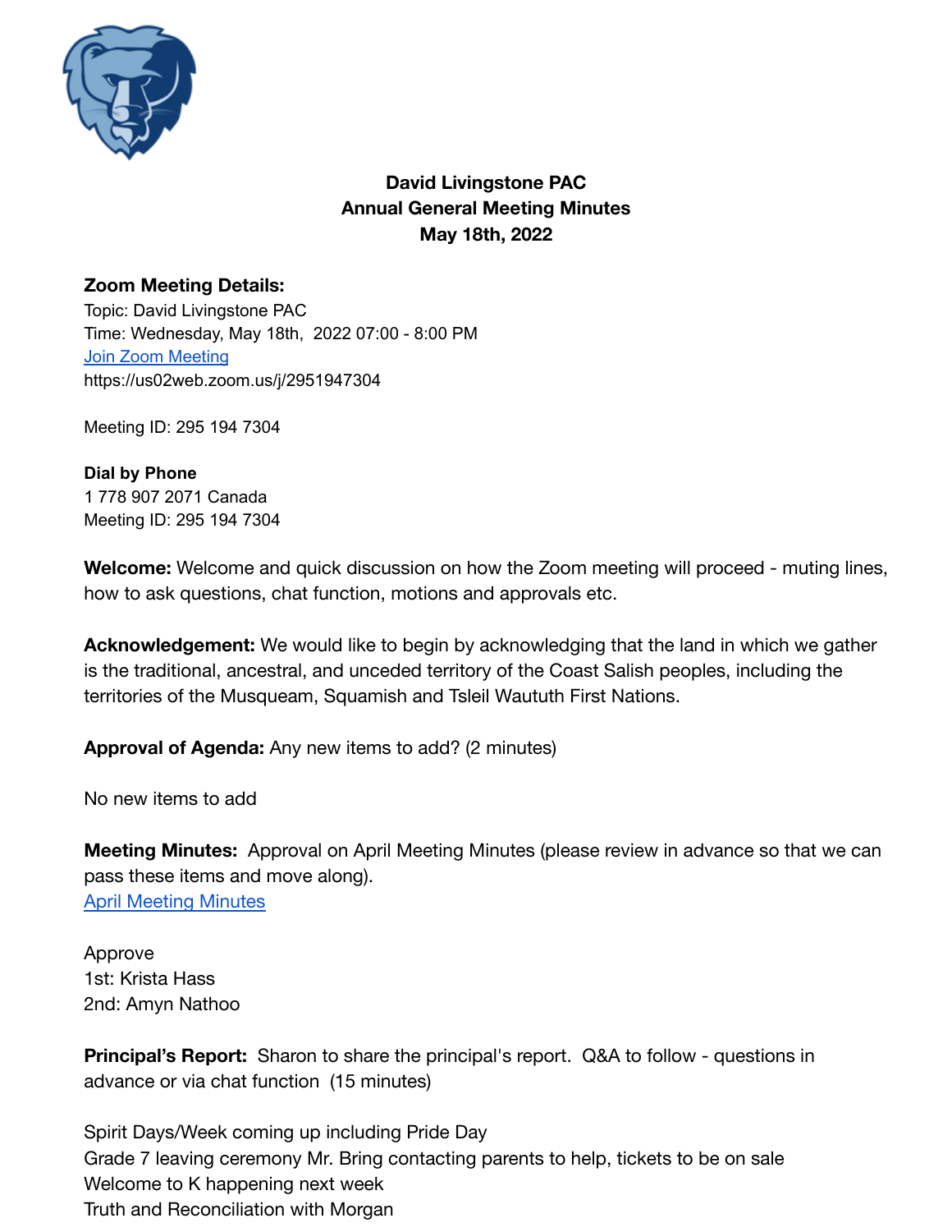**David Livingstone PAC**
**Annual General Meeting Minutes**
**May 18th, 2022**

**Zoom Meeting Details:**
Topic: David Livingstone PAC
Time: Wednesday, May 18th, 2022 07:00 - 8:00 PM
[Join Zoom Meeting](https://us02web.zoom.us/j/2951947304)
https://us02web.zoom.us/j/2951947304

Meeting ID: 295 194 7304

**Dial by Phone**
1 778 907 2071 Canada
Meeting ID: 295 194 7304

**Welcome:** Welcome and quick discussion on how the Zoom meeting will proceed - muting lines, how to ask questions, chat function, motions and approvals etc.

**Acknowledgement:** We would like to begin by acknowledging that the land in which we gather is the traditional, ancestral, and unceded territory of the Coast Salish peoples, including the territories of the Musqueam, Squamish and Tsleil Waututh First Nations.

**Approval of Agenda:** Any new items to add? (2 minutes)

No new items to add

**Meeting Minutes:** Approval on April Meeting Minutes (please review in advance so that we can pass these items and move along).
April Meeting Minutes

Approve
1st: Krista Hass
2nd: Amyn Nathoo

**Principal's Report:** Sharon to share the principal's report. Q&A to follow - questions in advance or via chat function (15 minutes)

Spirit Days/Week coming up including Pride Day
Grade 7 leaving ceremony Mr. Bring contacting parents to help, tickets to be on sale
Welcome to K happening next week
Truth and Reconciliation with Morgan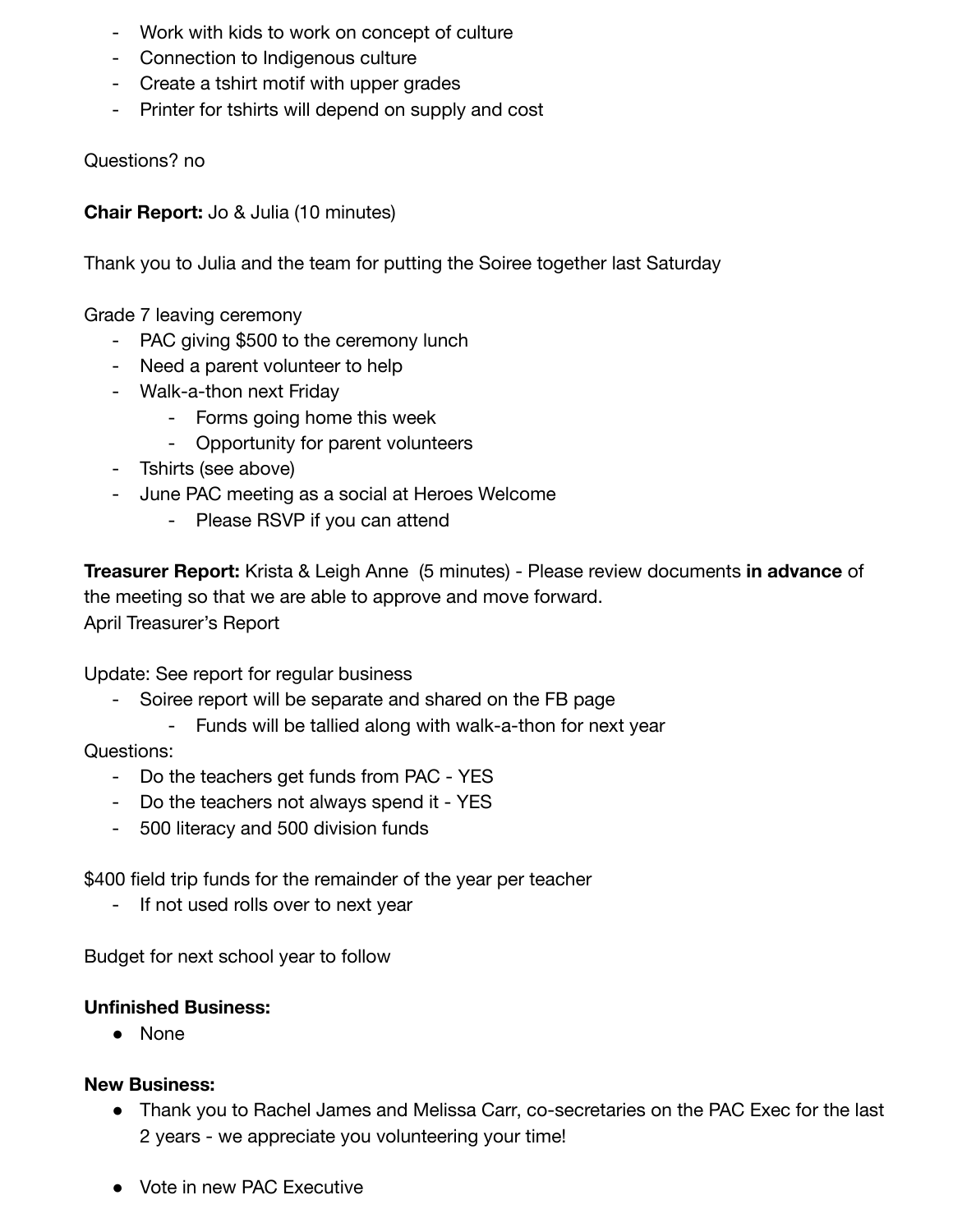- Work with kids to work on concept of culture
- Connection to Indigenous culture
- Create a tshirt motif with upper grades
- Printer for tshirts will depend on supply and cost

Questions? no

**Chair Report:** Jo & Julia (10 minutes)

Thank you to Julia and the team for putting the Soiree together last Saturday

Grade 7 leaving ceremony

- PAC giving $500 to the ceremony lunch
- Need a parent volunteer to help
- Walk-a-thon next Friday
    - Forms going home this week
    - Opportunity for parent volunteers
- Tshirts (see above)
- June PAC meeting as a social at Heroes Welcome
    - Please RSVP if you can attend

**Treasurer Report:** Krista & Leigh Anne (5 minutes) - Please review documents **in advance** of the meeting so that we are able to approve and move forward.
April Treasurer's Report

Update: See report for regular business

- Soiree report will be separate and shared on the FB page
    - Funds will be tallied along with walk-a-thon for next year

Questions:

- Do the teachers get funds from PAC - YES
- Do the teachers not always spend it - YES
- 500 literacy and 500 division funds

$400 field trip funds for the remainder of the year per teacher

- If not used rolls over to next year

Budget for next school year to follow

**Unfinished Business:**

- None

**New Business:**

- Thank you to Rachel James and Melissa Carr, co-secretaries on the PAC Exec for the last 2 years - we appreciate you volunteering your time!

- Vote in new PAC Executive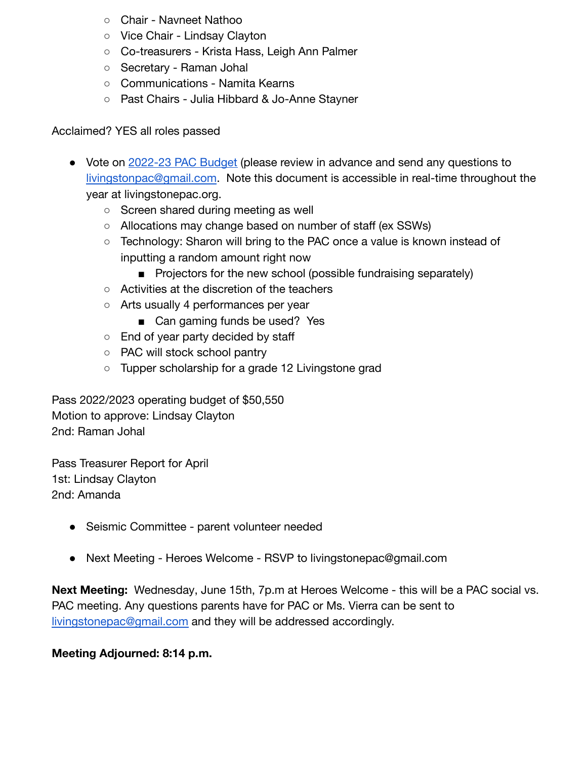- Chair - Navneet Nathoo
- Vice Chair - Lindsay Clayton
- Co-treasurers - Krista Hass, Leigh Ann Palmer
- Secretary - Raman Johal
- Communications - Namita Kearns
- Past Chairs - Julia Hibbard & Jo-Anne Stayner

Acclaimed? YES all roles passed

- Vote on [2022-23 PAC Budget](#) (please review in advance and send any questions to [livingstonpac@gmail.com](mailto:livingstonpac@gmail.com). Note this document is accessible in real-time throughout the year at livingstonepac.org.
  - Screen shared during meeting as well
  - Allocations may change based on number of staff (ex SSWs)
  - Technology: Sharon will bring to the PAC once a value is known instead of inputting a random amount right now
    - Projectors for the new school (possible fundraising separately)
  - Activities at the discretion of the teachers
  - Arts usually 4 performances per year
    - Can gaming funds be used? Yes
  - End of year party decided by staff
  - PAC will stock school pantry
  - Tupper scholarship for a grade 12 Livingstone grad

Pass 2022/2023 operating budget of $50,550
Motion to approve: Lindsay Clayton
2nd: Raman Johal

Pass Treasurer Report for April
1st: Lindsay Clayton
2nd: Amanda

- Seismic Committee - parent volunteer needed

- Next Meeting - Heroes Welcome - RSVP to livingstonepac@gmail.com

**Next Meeting:** Wednesday, June 15th, 7p.m at Heroes Welcome - this will be a PAC social vs. PAC meeting. Any questions parents have for PAC or Ms. Vierra can be sent to [livingstonepac@gmail.com](mailto:livingstonepac@gmail.com) and they will be addressed accordingly.

**Meeting Adjourned: 8:14 p.m.**